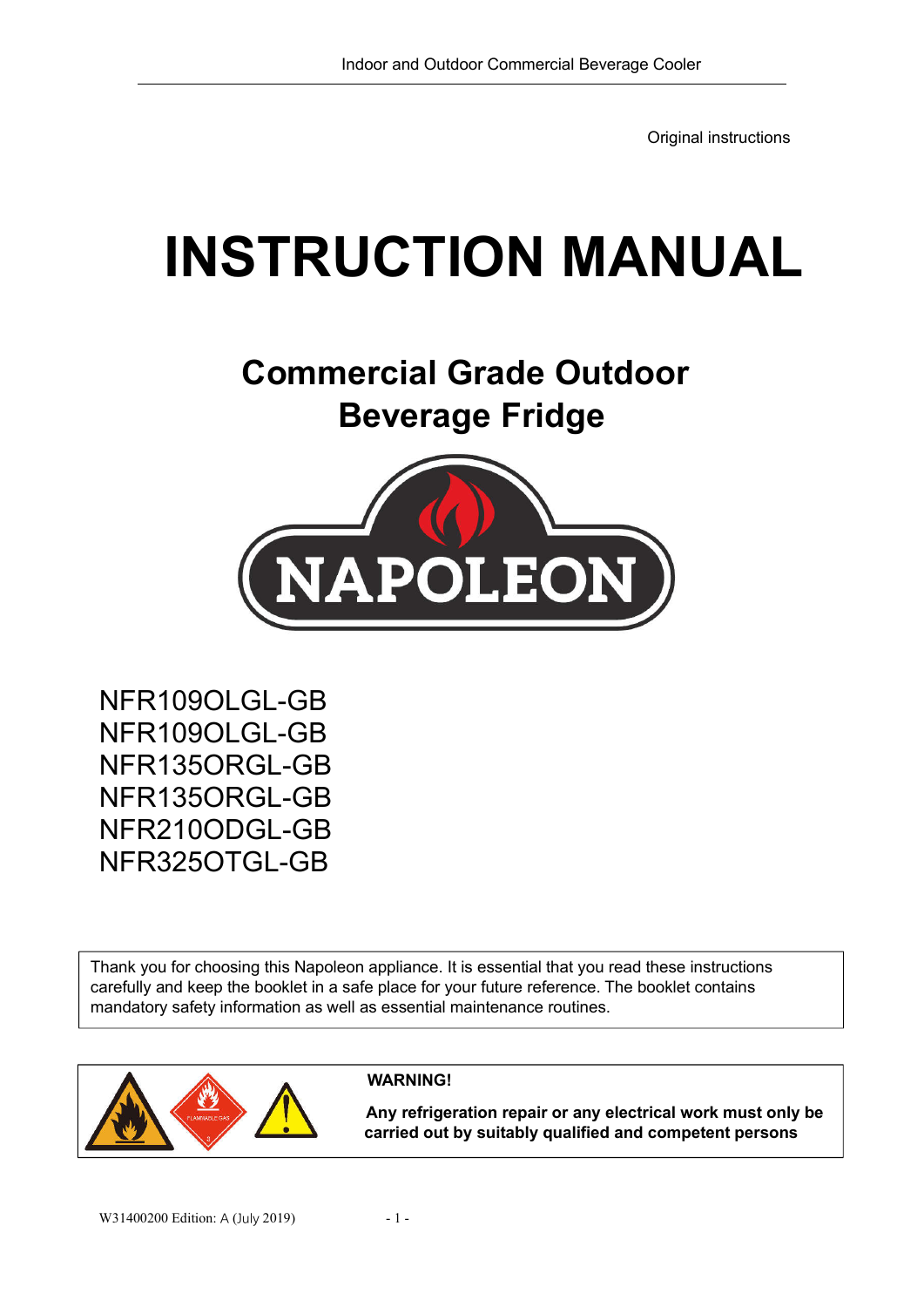Original instructions

# INSTRUCTION MANUAL

## Commercial Grade Outdoor Beverage Fridge

NAPOLEON

NFR109OLGL-GB
NFR109OLGL-GB
NFR135ORGL-GB
NFR135ORGL-GB
NFR210ODGL-GB
NFR325OTGL-GB

Thank you for choosing this Napoleon appliance. It is essential that you read these instructions carefully and keep the booklet in a safe place for your future reference. The booklet contains mandatory safety information as well as essential maintenance routines.

FLAMMABLE GAS

**WARNING!**

**Any refrigeration repair or any electrical work must only be carried out by suitably qualified and competent persons**

W31400200 Edition: A (July 2019)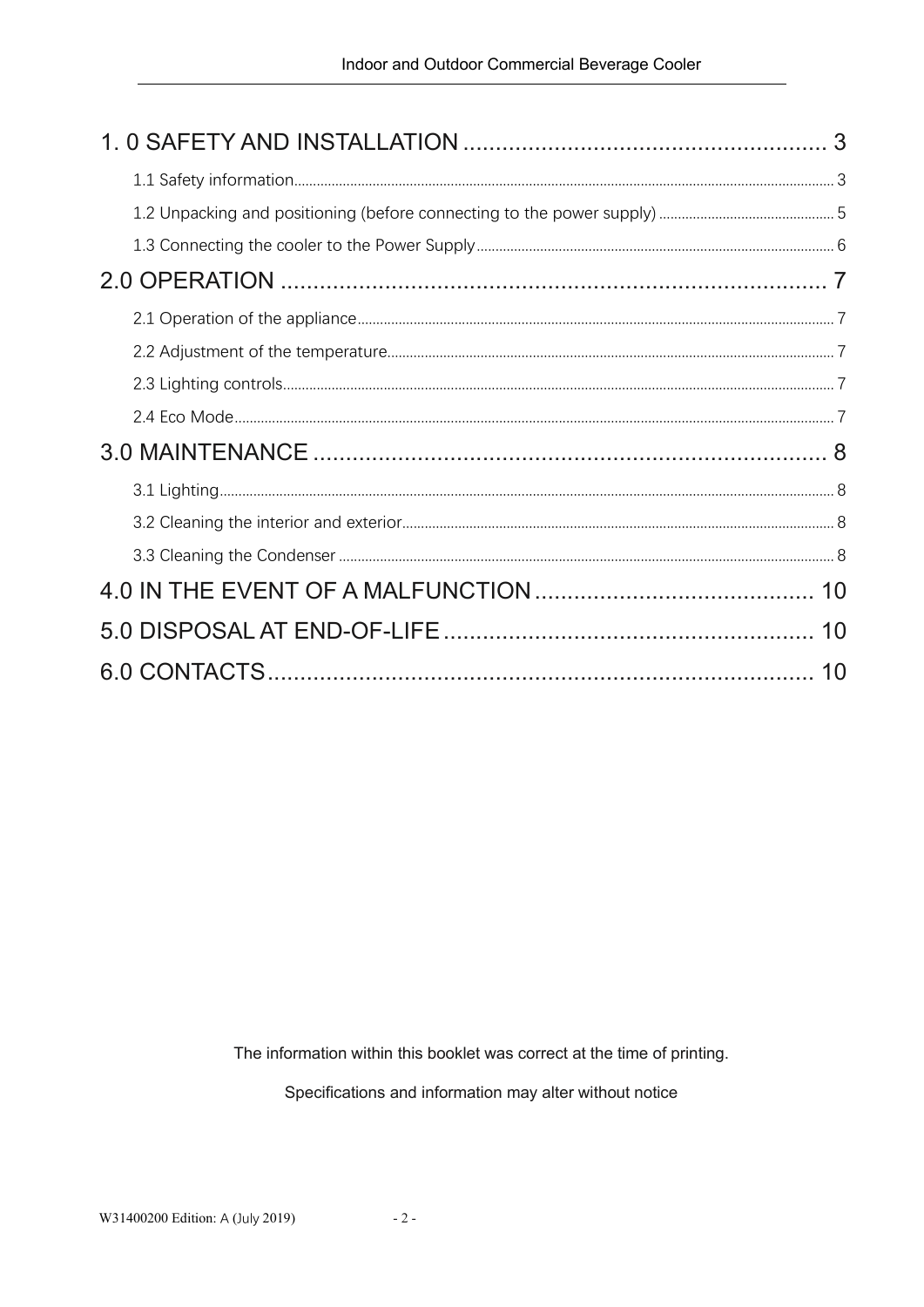1. 0 SAFETY AND INSTALLATION ........................................................ 3

- 1.1 Safety information ........................................................ 3
- 1.2 Unpacking and positioning (before connecting to the power supply) ........................................................ 5
- 1.3 Connecting the cooler to the Power Supply ........................................................ 6

2.0 OPERATION ........................................................ 7

- 2.1 Operation of the appliance ........................................................ 7
- 2.2 Adjustment of the temperature ........................................................ 7
- 2.3 Lighting controls ........................................................ 7
- 2.4 Eco Mode ........................................................ 7

3.0 MAINTENANCE ........................................................ 8

- 3.1 Lighting ........................................................ 8
- 3.2 Cleaning the interior and exterior ........................................................ 8
- 3.3 Cleaning the Condenser ........................................................ 8

4.0 IN THE EVENT OF A MALFUNCTION ........................................................ 10

5.0 DISPOSAL AT END-OF-LIFE ........................................................ 10

6.0 CONTACTS ........................................................ 10

The information within this booklet was correct at the time of printing.

Specifications and information may alter without notice

W31400200 Edition: A (July 2019)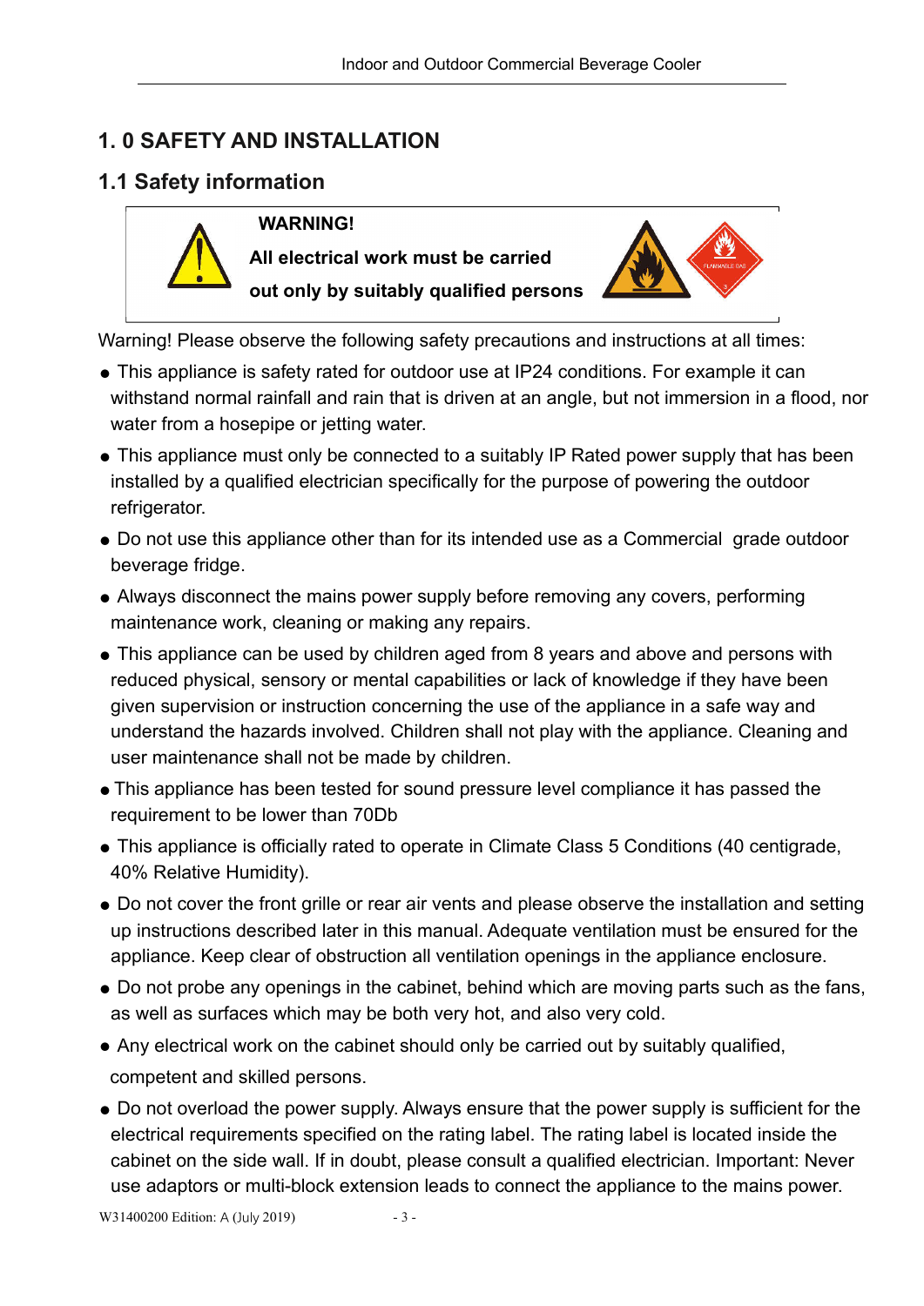# 1. 0 SAFETY AND INSTALLATION

## 1.1 Safety information

**WARNING!**

**All electrical work must be carried out only by suitably qualified persons**

Warning! Please observe the following safety precautions and instructions at all times:

- This appliance is safety rated for outdoor use at IP24 conditions. For example it can withstand normal rainfall and rain that is driven at an angle, but not immersion in a flood, nor water from a hosepipe or jetting water.
- This appliance must only be connected to a suitably IP Rated power supply that has been installed by a qualified electrician specifically for the purpose of powering the outdoor refrigerator.
- Do not use this appliance other than for its intended use as a Commercial grade outdoor beverage fridge.
- Always disconnect the mains power supply before removing any covers, performing maintenance work, cleaning or making any repairs.
- This appliance can be used by children aged from 8 years and above and persons with reduced physical, sensory or mental capabilities or lack of knowledge if they have been given supervision or instruction concerning the use of the appliance in a safe way and understand the hazards involved. Children shall not play with the appliance. Cleaning and user maintenance shall not be made by children.
- This appliance has been tested for sound pressure level compliance it has passed the requirement to be lower than 70Db
- This appliance is officially rated to operate in Climate Class 5 Conditions (40 centigrade, 40% Relative Humidity).
- Do not cover the front grille or rear air vents and please observe the installation and setting up instructions described later in this manual. Adequate ventilation must be ensured for the appliance. Keep clear of obstruction all ventilation openings in the appliance enclosure.
- Do not probe any openings in the cabinet, behind which are moving parts such as the fans, as well as surfaces which may be both very hot, and also very cold.
- Any electrical work on the cabinet should only be carried out by suitably qualified, competent and skilled persons.
- Do not overload the power supply. Always ensure that the power supply is sufficient for the electrical requirements specified on the rating label. The rating label is located inside the cabinet on the side wall. If in doubt, please consult a qualified electrician. Important: Never use adaptors or multi-block extension leads to connect the appliance to the mains power.

W31400200 Edition: A (July 2019)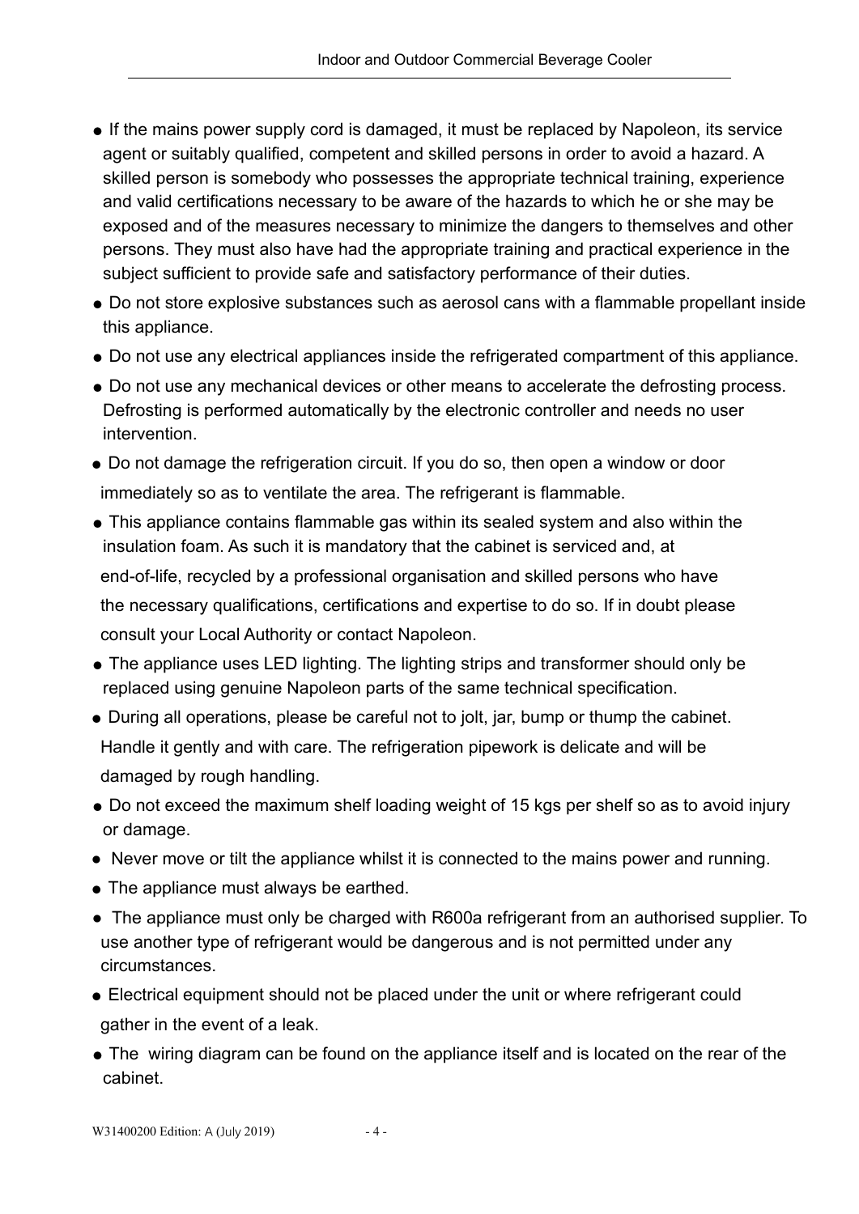- If the mains power supply cord is damaged, it must be replaced by Napoleon, its service agent or suitably qualified, competent and skilled persons in order to avoid a hazard. A skilled person is somebody who possesses the appropriate technical training, experience and valid certifications necessary to be aware of the hazards to which he or she may be exposed and of the measures necessary to minimize the dangers to themselves and other persons. They must also have had the appropriate training and practical experience in the subject sufficient to provide safe and satisfactory performance of their duties.
- Do not store explosive substances such as aerosol cans with a flammable propellant inside this appliance.
- Do not use any electrical appliances inside the refrigerated compartment of this appliance.
- Do not use any mechanical devices or other means to accelerate the defrosting process. Defrosting is performed automatically by the electronic controller and needs no user intervention.
- Do not damage the refrigeration circuit. If you do so, then open a window or door immediately so as to ventilate the area. The refrigerant is flammable.
- This appliance contains flammable gas within its sealed system and also within the insulation foam. As such it is mandatory that the cabinet is serviced and, at end-of-life, recycled by a professional organisation and skilled persons who have the necessary qualifications, certifications and expertise to do so. If in doubt please consult your Local Authority or contact Napoleon.
- The appliance uses LED lighting. The lighting strips and transformer should only be replaced using genuine Napoleon parts of the same technical specification.
- During all operations, please be careful not to jolt, jar, bump or thump the cabinet. Handle it gently and with care. The refrigeration pipework is delicate and will be damaged by rough handling.
- Do not exceed the maximum shelf loading weight of 15 kgs per shelf so as to avoid injury or damage.
- Never move or tilt the appliance whilst it is connected to the mains power and running.
- The appliance must always be earthed.
- The appliance must only be charged with R600a refrigerant from an authorised supplier. To use another type of refrigerant would be dangerous and is not permitted under any circumstances.
- Electrical equipment should not be placed under the unit or where refrigerant could gather in the event of a leak.
- The wiring diagram can be found on the appliance itself and is located on the rear of the cabinet.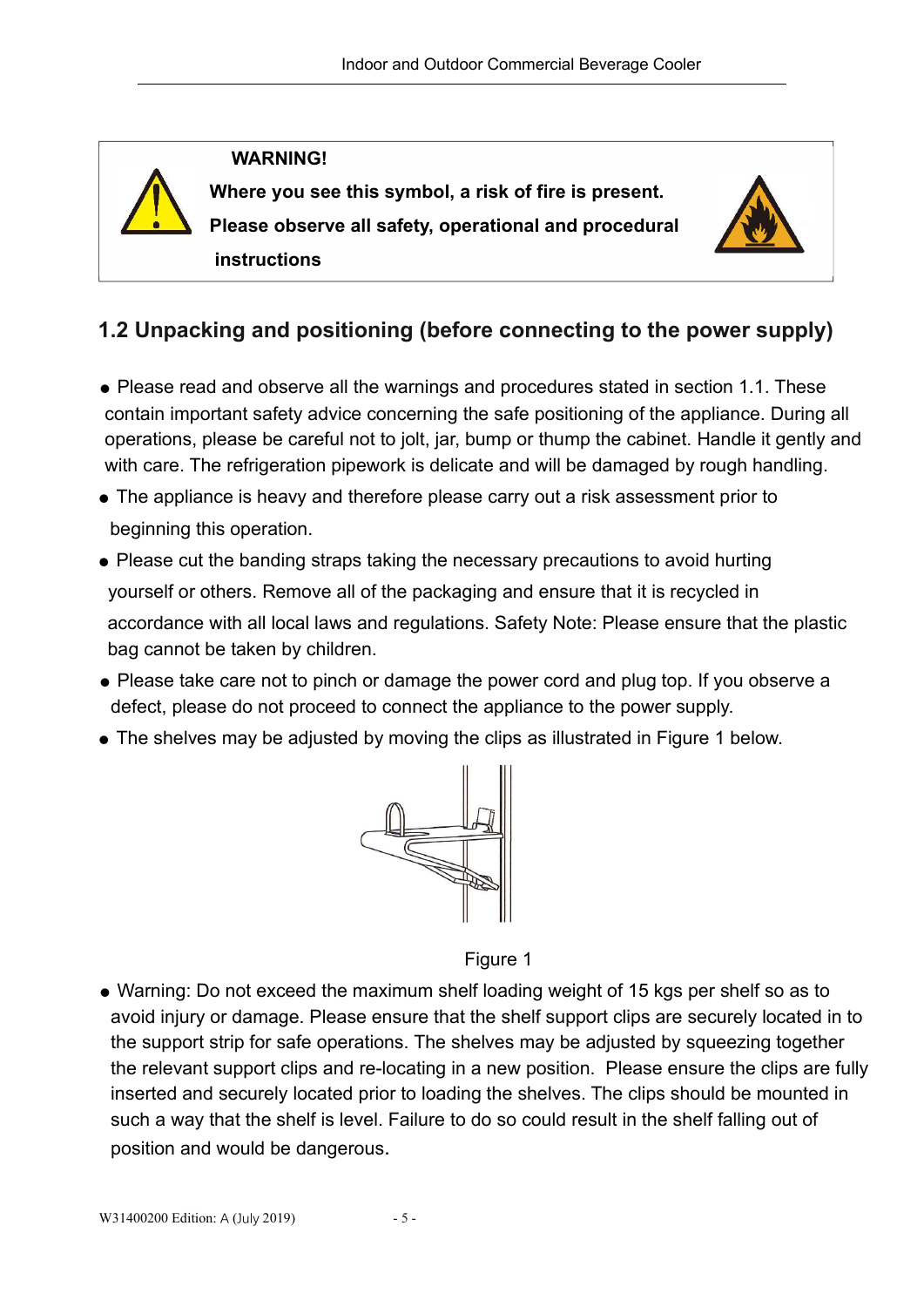**WARNING!**

**Where you see this symbol, a risk of fire is present.**

**Please observe all safety, operational and procedural instructions**

## 1.2 Unpacking and positioning (before connecting to the power supply)

- Please read and observe all the warnings and procedures stated in section 1.1. These contain important safety advice concerning the safe positioning of the appliance. During all operations, please be careful not to jolt, jar, bump or thump the cabinet. Handle it gently and with care. The refrigeration pipework is delicate and will be damaged by rough handling.
- The appliance is heavy and therefore please carry out a risk assessment prior to beginning this operation.
- Please cut the banding straps taking the necessary precautions to avoid hurting yourself or others. Remove all of the packaging and ensure that it is recycled in accordance with all local laws and regulations. Safety Note: Please ensure that the plastic bag cannot be taken by children.
- Please take care not to pinch or damage the power cord and plug top. If you observe a defect, please do not proceed to connect the appliance to the power supply.
- The shelves may be adjusted by moving the clips as illustrated in Figure 1 below.

Figure 1

- Warning: Do not exceed the maximum shelf loading weight of 15 kgs per shelf so as to avoid injury or damage. Please ensure that the shelf support clips are securely located in to the support strip for safe operations. The shelves may be adjusted by squeezing together the relevant support clips and re-locating in a new position. Please ensure the clips are fully inserted and securely located prior to loading the shelves. The clips should be mounted in such a way that the shelf is level. Failure to do so could result in the shelf falling out of position and would be dangerous.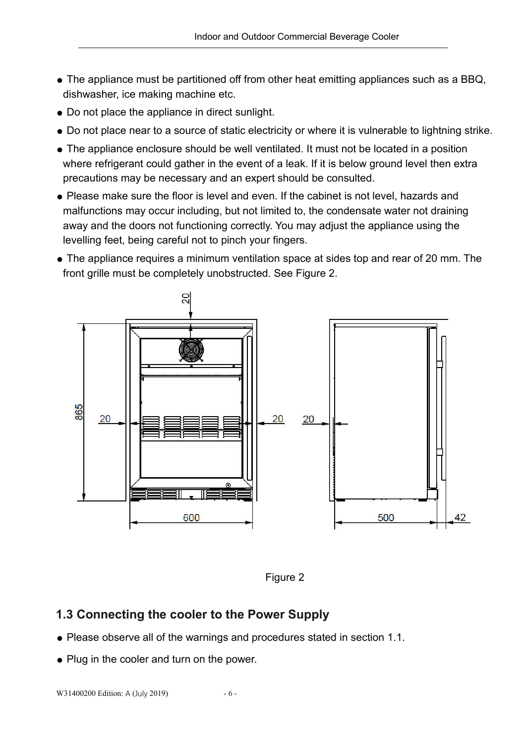- The appliance must be partitioned off from other heat emitting appliances such as a BBQ, dishwasher, ice making machine etc.
- Do not place the appliance in direct sunlight.
- Do not place near to a source of static electricity or where it is vulnerable to lightning strike.
- The appliance enclosure should be well ventilated. It must not be located in a position where refrigerant could gather in the event of a leak. If it is below ground level then extra precautions may be necessary and an expert should be consulted.
- Please make sure the floor is level and even. If the cabinet is not level, hazards and malfunctions may occur including, but not limited to, the condensate water not draining away and the doors not functioning correctly. You may adjust the appliance using the levelling feet, being careful not to pinch your fingers.
- The appliance requires a minimum ventilation space at sides top and rear of 20 mm. The front grille must be completely unobstructed. See Figure 2.

20

865

20

20

20

600

500

42

Figure 2

## 1.3 Connecting the cooler to the Power Supply

- Please observe all of the warnings and procedures stated in section 1.1.
- Plug in the cooler and turn on the power.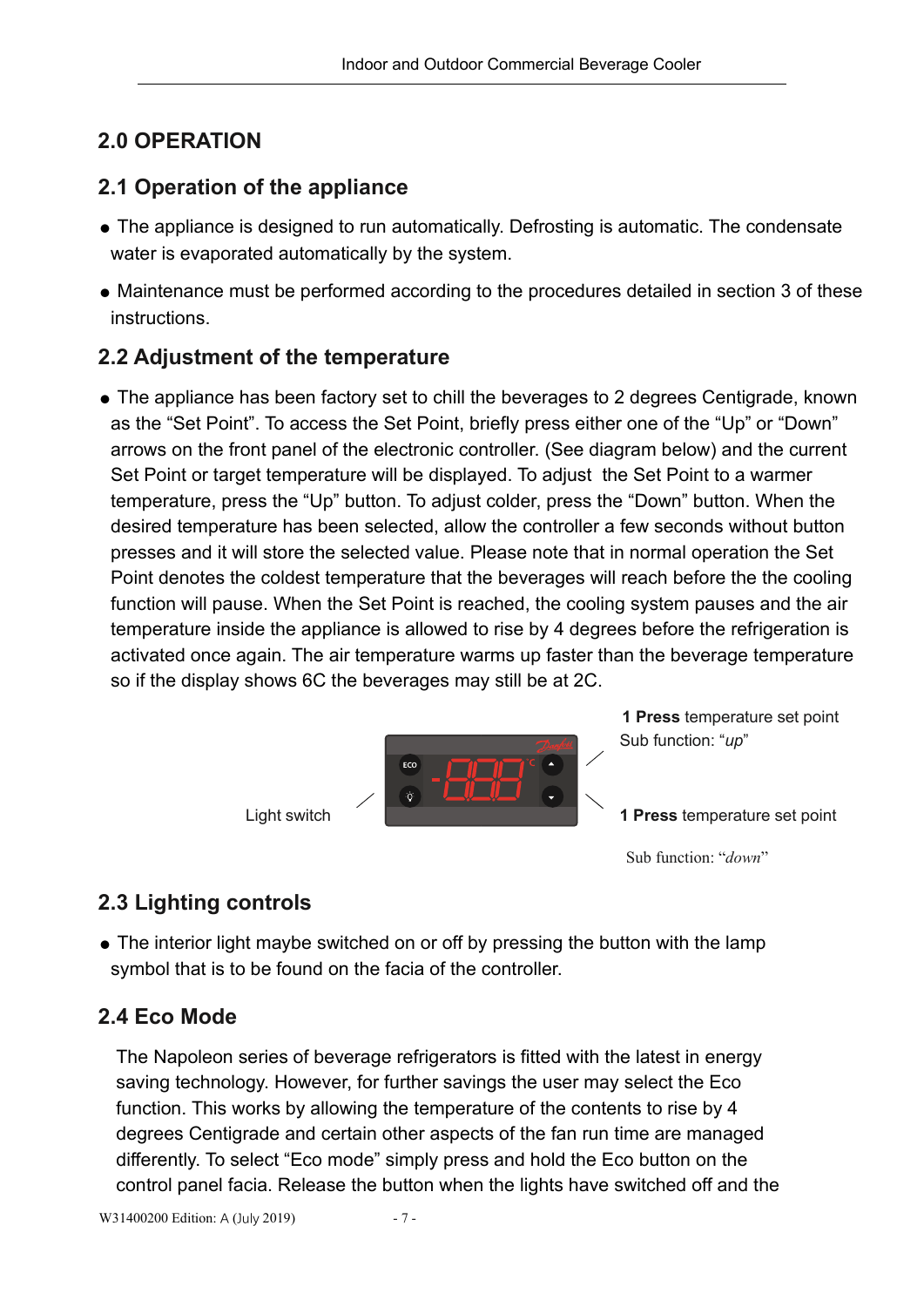## 2.0 OPERATION

### 2.1 Operation of the appliance

- The appliance is designed to run automatically. Defrosting is automatic. The condensate water is evaporated automatically by the system.
- Maintenance must be performed according to the procedures detailed in section 3 of these instructions.

### 2.2 Adjustment of the temperature

- The appliance has been factory set to chill the beverages to 2 degrees Centigrade, known as the “Set Point”. To access the Set Point, briefly press either one of the “Up” or “Down” arrows on the front panel of the electronic controller. (See diagram below) and the current Set Point or target temperature will be displayed. To adjust the Set Point to a warmer temperature, press the “Up” button. To adjust colder, press the “Down” button. When the desired temperature has been selected, allow the controller a few seconds without button presses and it will store the selected value. Please note that in normal operation the Set Point denotes the coldest temperature that the beverages will reach before the the cooling function will pause. When the Set Point is reached, the cooling system pauses and the air temperature inside the appliance is allowed to rise by 4 degrees before the refrigeration is activated once again. The air temperature warms up faster than the beverage temperature so if the display shows 6C the beverages may still be at 2C.

Light switch

**1 Press** temperature set point
Sub function: “*up*”

**1 Press** temperature set point
Sub function: “*down*”

### 2.3 Lighting controls

- The interior light maybe switched on or off by pressing the button with the lamp symbol that is to be found on the facia of the controller.

### 2.4 Eco Mode

The Napoleon series of beverage refrigerators is fitted with the latest in energy saving technology. However, for further savings the user may select the Eco function. This works by allowing the temperature of the contents to rise by 4 degrees Centigrade and certain other aspects of the fan run time are managed differently. To select “Eco mode” simply press and hold the Eco button on the control panel facia. Release the button when the lights have switched off and the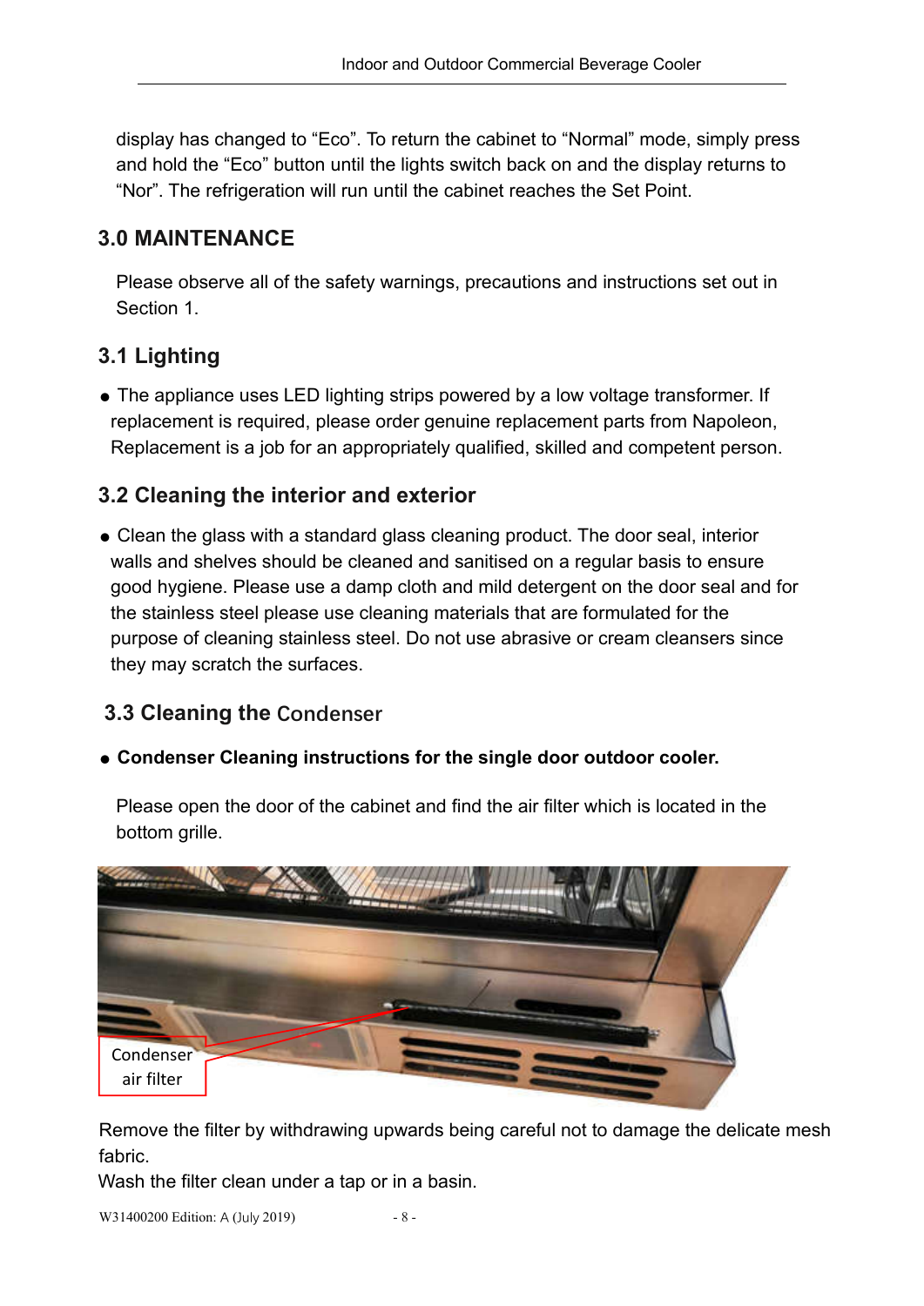display has changed to “Eco”. To return the cabinet to “Normal” mode, simply press and hold the “Eco” button until the lights switch back on and the display returns to “Nor”. The refrigeration will run until the cabinet reaches the Set Point.

## 3.0 MAINTENANCE

Please observe all of the safety warnings, precautions and instructions set out in Section 1.

## 3.1 Lighting

- The appliance uses LED lighting strips powered by a low voltage transformer. If replacement is required, please order genuine replacement parts from Napoleon, Replacement is a job for an appropriately qualified, skilled and competent person.

## 3.2 Cleaning the interior and exterior

- Clean the glass with a standard glass cleaning product. The door seal, interior walls and shelves should be cleaned and sanitised on a regular basis to ensure good hygiene. Please use a damp cloth and mild detergent on the door seal and for the stainless steel please use cleaning materials that are formulated for the purpose of cleaning stainless steel. Do not use abrasive or cream cleansers since they may scratch the surfaces.

## 3.3 Cleaning the Condenser

- **Condenser Cleaning instructions for the single door outdoor cooler.**

Please open the door of the cabinet and find the air filter which is located in the bottom grille.

Condenser air filter

Remove the filter by withdrawing upwards being careful not to damage the delicate mesh fabric.

Wash the filter clean under a tap or in a basin.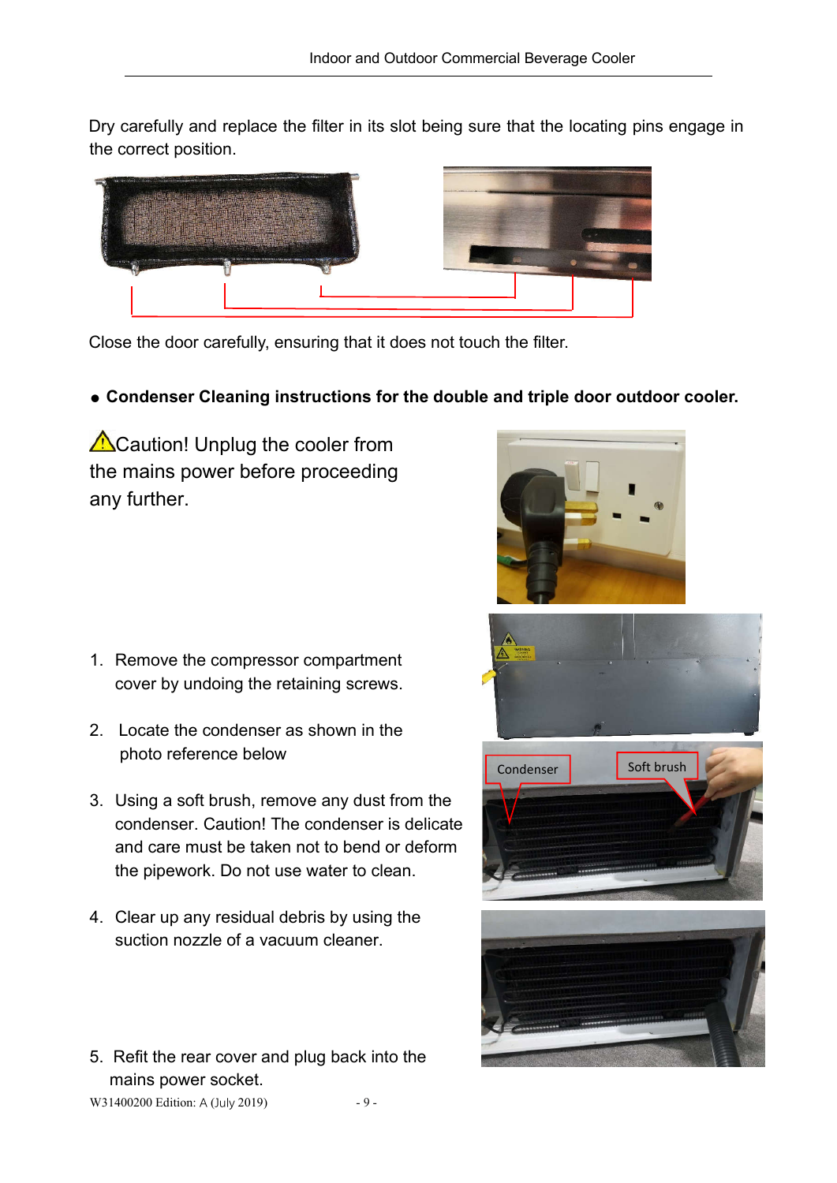Dry carefully and replace the filter in its slot being sure that the locating pins engage in the correct position.

Close the door carefully, ensuring that it does not touch the filter.

- **Condenser Cleaning instructions for the double and triple door outdoor cooler.**

⚠Caution! Unplug the cooler from the mains power before proceeding any further.

1. Remove the compressor compartment cover by undoing the retaining screws.
2. Locate the condenser as shown in the photo reference below
3. Using a soft brush, remove any dust from the condenser. Caution! The condenser is delicate and care must be taken not to bend or deform the pipework. Do not use water to clean.
4. Clear up any residual debris by using the suction nozzle of a vacuum cleaner.
5. Refit the rear cover and plug back into the mains power socket.

Condenser

Soft brush

W31400200 Edition: A (July 2019)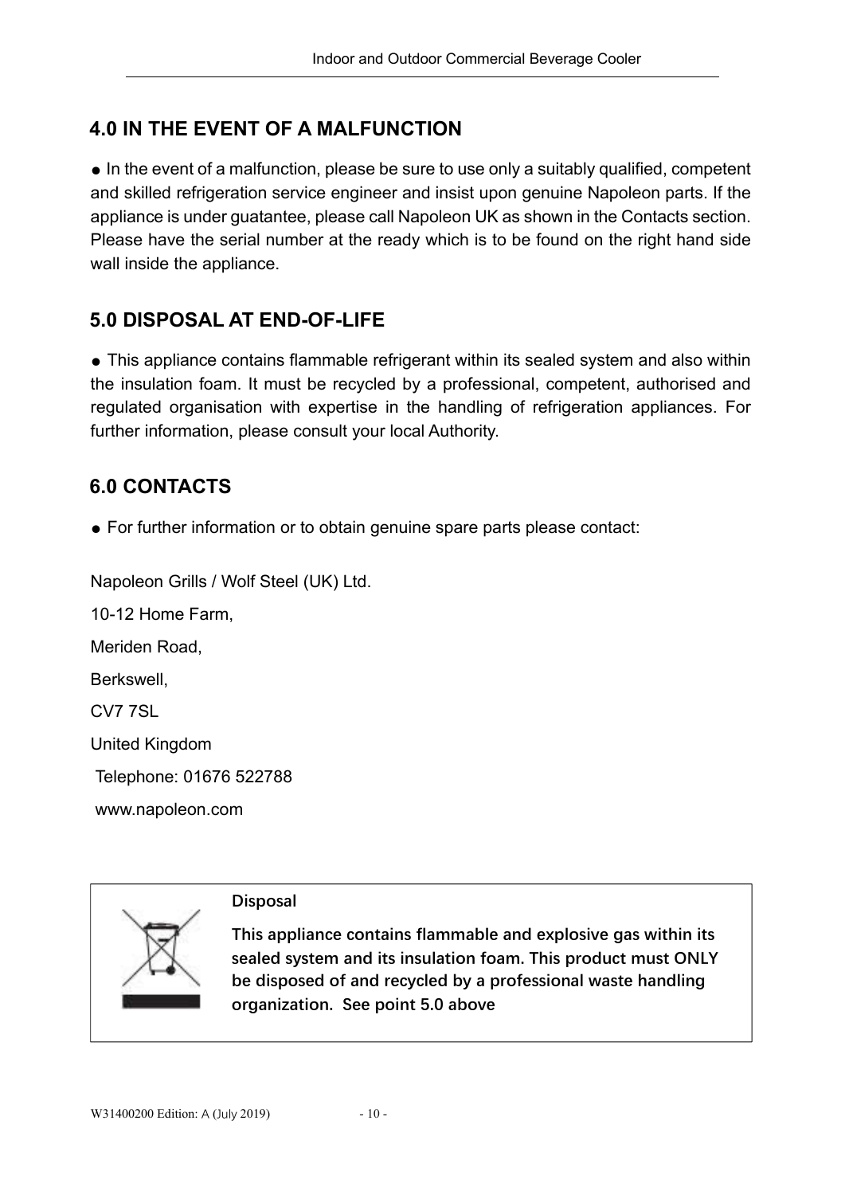## 4.0 IN THE EVENT OF A MALFUNCTION

- In the event of a malfunction, please be sure to use only a suitably qualified, competent and skilled refrigeration service engineer and insist upon genuine Napoleon parts. If the appliance is under guatantee, please call Napoleon UK as shown in the Contacts section. Please have the serial number at the ready which is to be found on the right hand side wall inside the appliance.

## 5.0 DISPOSAL AT END-OF-LIFE

- This appliance contains flammable refrigerant within its sealed system and also within the insulation foam. It must be recycled by a professional, competent, authorised and regulated organisation with expertise in the handling of refrigeration appliances. For further information, please consult your local Authority.

## 6.0 CONTACTS

- For further information or to obtain genuine spare parts please contact:

Napoleon Grills / Wolf Steel (UK) Ltd.

10-12 Home Farm,

Meriden Road,

Berkswell,

CV7 7SL

United Kingdom

Telephone: 01676 522788

www.napoleon.com

**Disposal**

**This appliance contains flammable and explosive gas within its sealed system and its insulation foam. This product must ONLY be disposed of and recycled by a professional waste handling organization. See point 5.0 above**

W31400200 Edition: A (July 2019)